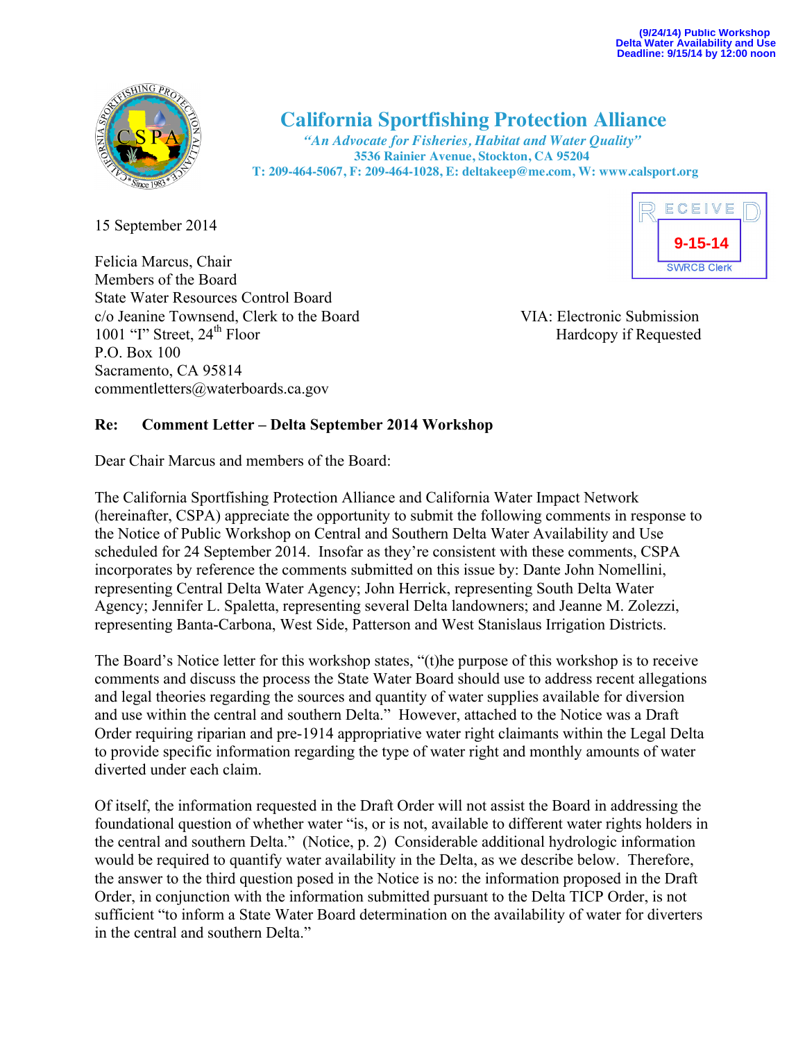(9/24/14) Public Workshop
Delta Water Availability and Use
Deadline: 9/15/14 by 12:00 noon

# California Sportfishing Protection Alliance

*"An Advocate for Fisheries, Habitat and Water Quality"*
**3536 Rainier Avenue, Stockton, CA 95204**
**T: 209-464-5067, F: 209-464-1028, E: deltakeep@me.com, W: www.calsport.org**

RECEIVED
9-15-14
SWRCB Clerk

15 September 2014

Felicia Marcus, Chair
Members of the Board
State Water Resources Control Board
c/o Jeanine Townsend, Clerk to the Board
1001 "I" Street, 24th Floor
P.O. Box 100
Sacramento, CA 95814
commentletters@waterboards.ca.gov

VIA: Electronic Submission
Hardcopy if Requested

**Re: Comment Letter – Delta September 2014 Workshop**

Dear Chair Marcus and members of the Board:

The California Sportfishing Protection Alliance and California Water Impact Network (hereinafter, CSPA) appreciate the opportunity to submit the following comments in response to the Notice of Public Workshop on Central and Southern Delta Water Availability and Use scheduled for 24 September 2014. Insofar as they're consistent with these comments, CSPA incorporates by reference the comments submitted on this issue by: Dante John Nomellini, representing Central Delta Water Agency; John Herrick, representing South Delta Water Agency; Jennifer L. Spaletta, representing several Delta landowners; and Jeanne M. Zolezzi, representing Banta-Carbona, West Side, Patterson and West Stanislaus Irrigation Districts.

The Board's Notice letter for this workshop states, "(t)he purpose of this workshop is to receive comments and discuss the process the State Water Board should use to address recent allegations and legal theories regarding the sources and quantity of water supplies available for diversion and use within the central and southern Delta." However, attached to the Notice was a Draft Order requiring riparian and pre-1914 appropriative water right claimants within the Legal Delta to provide specific information regarding the type of water right and monthly amounts of water diverted under each claim.

Of itself, the information requested in the Draft Order will not assist the Board in addressing the foundational question of whether water "is, or is not, available to different water rights holders in the central and southern Delta." (Notice, p. 2) Considerable additional hydrologic information would be required to quantify water availability in the Delta, as we describe below. Therefore, the answer to the third question posed in the Notice is no: the information proposed in the Draft Order, in conjunction with the information submitted pursuant to the Delta TICP Order, is not sufficient "to inform a State Water Board determination on the availability of water for diverters in the central and southern Delta."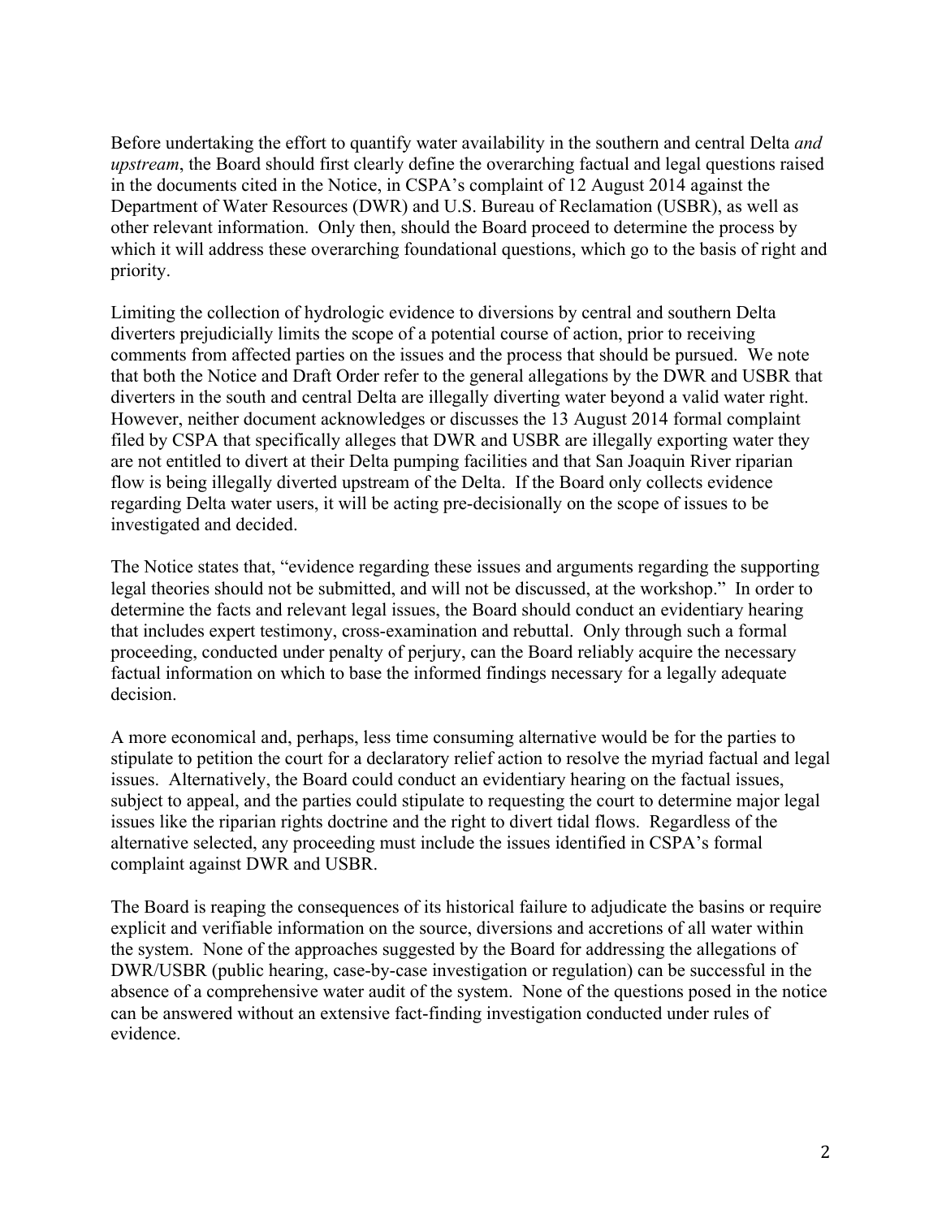Before undertaking the effort to quantify water availability in the southern and central Delta *and upstream*, the Board should first clearly define the overarching factual and legal questions raised in the documents cited in the Notice, in CSPA's complaint of 12 August 2014 against the Department of Water Resources (DWR) and U.S. Bureau of Reclamation (USBR), as well as other relevant information. Only then, should the Board proceed to determine the process by which it will address these overarching foundational questions, which go to the basis of right and priority.

Limiting the collection of hydrologic evidence to diversions by central and southern Delta diverters prejudicially limits the scope of a potential course of action, prior to receiving comments from affected parties on the issues and the process that should be pursued. We note that both the Notice and Draft Order refer to the general allegations by the DWR and USBR that diverters in the south and central Delta are illegally diverting water beyond a valid water right. However, neither document acknowledges or discusses the 13 August 2014 formal complaint filed by CSPA that specifically alleges that DWR and USBR are illegally exporting water they are not entitled to divert at their Delta pumping facilities and that San Joaquin River riparian flow is being illegally diverted upstream of the Delta. If the Board only collects evidence regarding Delta water users, it will be acting pre-decisionally on the scope of issues to be investigated and decided.

The Notice states that, "evidence regarding these issues and arguments regarding the supporting legal theories should not be submitted, and will not be discussed, at the workshop." In order to determine the facts and relevant legal issues, the Board should conduct an evidentiary hearing that includes expert testimony, cross-examination and rebuttal. Only through such a formal proceeding, conducted under penalty of perjury, can the Board reliably acquire the necessary factual information on which to base the informed findings necessary for a legally adequate decision.

A more economical and, perhaps, less time consuming alternative would be for the parties to stipulate to petition the court for a declaratory relief action to resolve the myriad factual and legal issues. Alternatively, the Board could conduct an evidentiary hearing on the factual issues, subject to appeal, and the parties could stipulate to requesting the court to determine major legal issues like the riparian rights doctrine and the right to divert tidal flows. Regardless of the alternative selected, any proceeding must include the issues identified in CSPA's formal complaint against DWR and USBR.

The Board is reaping the consequences of its historical failure to adjudicate the basins or require explicit and verifiable information on the source, diversions and accretions of all water within the system. None of the approaches suggested by the Board for addressing the allegations of DWR/USBR (public hearing, case-by-case investigation or regulation) can be successful in the absence of a comprehensive water audit of the system. None of the questions posed in the notice can be answered without an extensive fact-finding investigation conducted under rules of evidence.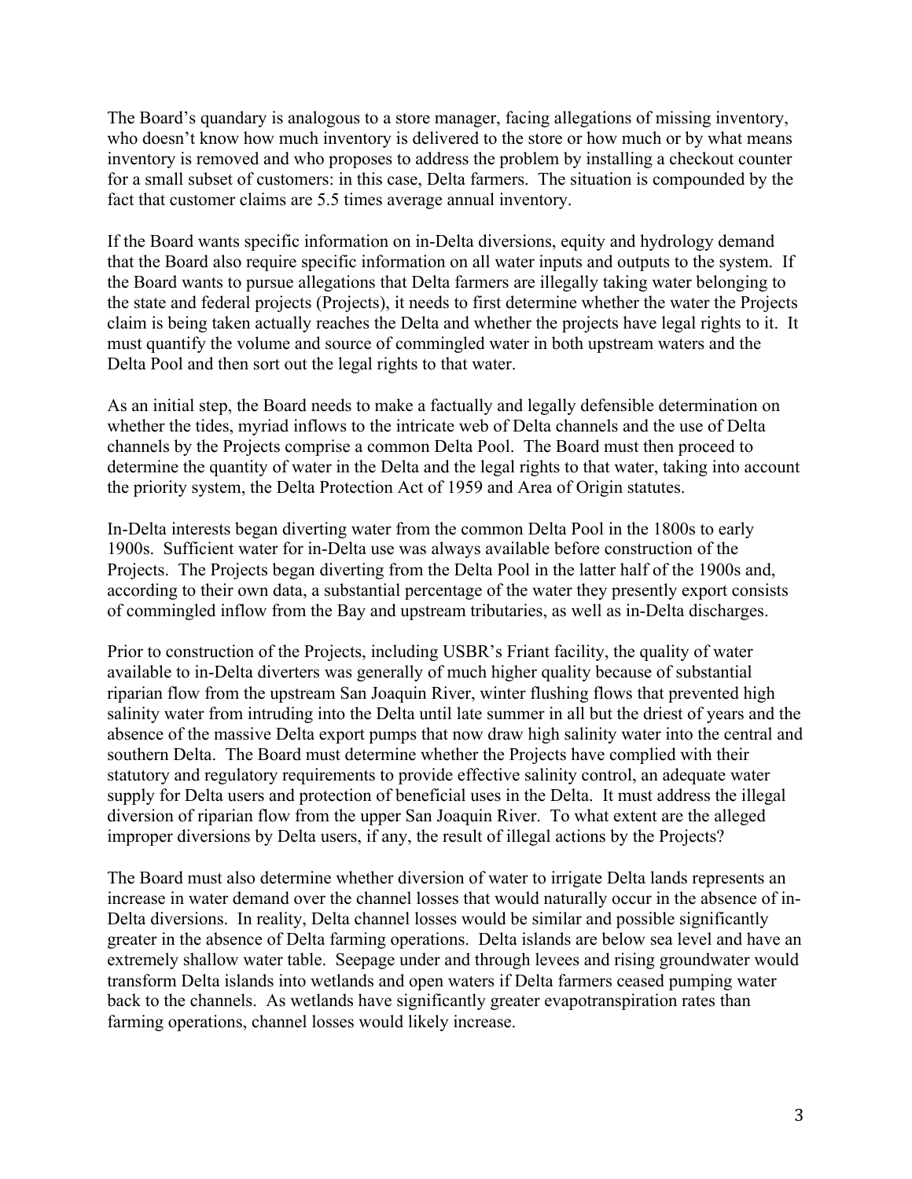The Board's quandary is analogous to a store manager, facing allegations of missing inventory, who doesn't know how much inventory is delivered to the store or how much or by what means inventory is removed and who proposes to address the problem by installing a checkout counter for a small subset of customers: in this case, Delta farmers. The situation is compounded by the fact that customer claims are 5.5 times average annual inventory.

If the Board wants specific information on in-Delta diversions, equity and hydrology demand that the Board also require specific information on all water inputs and outputs to the system. If the Board wants to pursue allegations that Delta farmers are illegally taking water belonging to the state and federal projects (Projects), it needs to first determine whether the water the Projects claim is being taken actually reaches the Delta and whether the projects have legal rights to it. It must quantify the volume and source of commingled water in both upstream waters and the Delta Pool and then sort out the legal rights to that water.

As an initial step, the Board needs to make a factually and legally defensible determination on whether the tides, myriad inflows to the intricate web of Delta channels and the use of Delta channels by the Projects comprise a common Delta Pool. The Board must then proceed to determine the quantity of water in the Delta and the legal rights to that water, taking into account the priority system, the Delta Protection Act of 1959 and Area of Origin statutes.

In-Delta interests began diverting water from the common Delta Pool in the 1800s to early 1900s. Sufficient water for in-Delta use was always available before construction of the Projects. The Projects began diverting from the Delta Pool in the latter half of the 1900s and, according to their own data, a substantial percentage of the water they presently export consists of commingled inflow from the Bay and upstream tributaries, as well as in-Delta discharges.

Prior to construction of the Projects, including USBR's Friant facility, the quality of water available to in-Delta diverters was generally of much higher quality because of substantial riparian flow from the upstream San Joaquin River, winter flushing flows that prevented high salinity water from intruding into the Delta until late summer in all but the driest of years and the absence of the massive Delta export pumps that now draw high salinity water into the central and southern Delta. The Board must determine whether the Projects have complied with their statutory and regulatory requirements to provide effective salinity control, an adequate water supply for Delta users and protection of beneficial uses in the Delta. It must address the illegal diversion of riparian flow from the upper San Joaquin River. To what extent are the alleged improper diversions by Delta users, if any, the result of illegal actions by the Projects?

The Board must also determine whether diversion of water to irrigate Delta lands represents an increase in water demand over the channel losses that would naturally occur in the absence of in-Delta diversions. In reality, Delta channel losses would be similar and possible significantly greater in the absence of Delta farming operations. Delta islands are below sea level and have an extremely shallow water table. Seepage under and through levees and rising groundwater would transform Delta islands into wetlands and open waters if Delta farmers ceased pumping water back to the channels. As wetlands have significantly greater evapotranspiration rates than farming operations, channel losses would likely increase.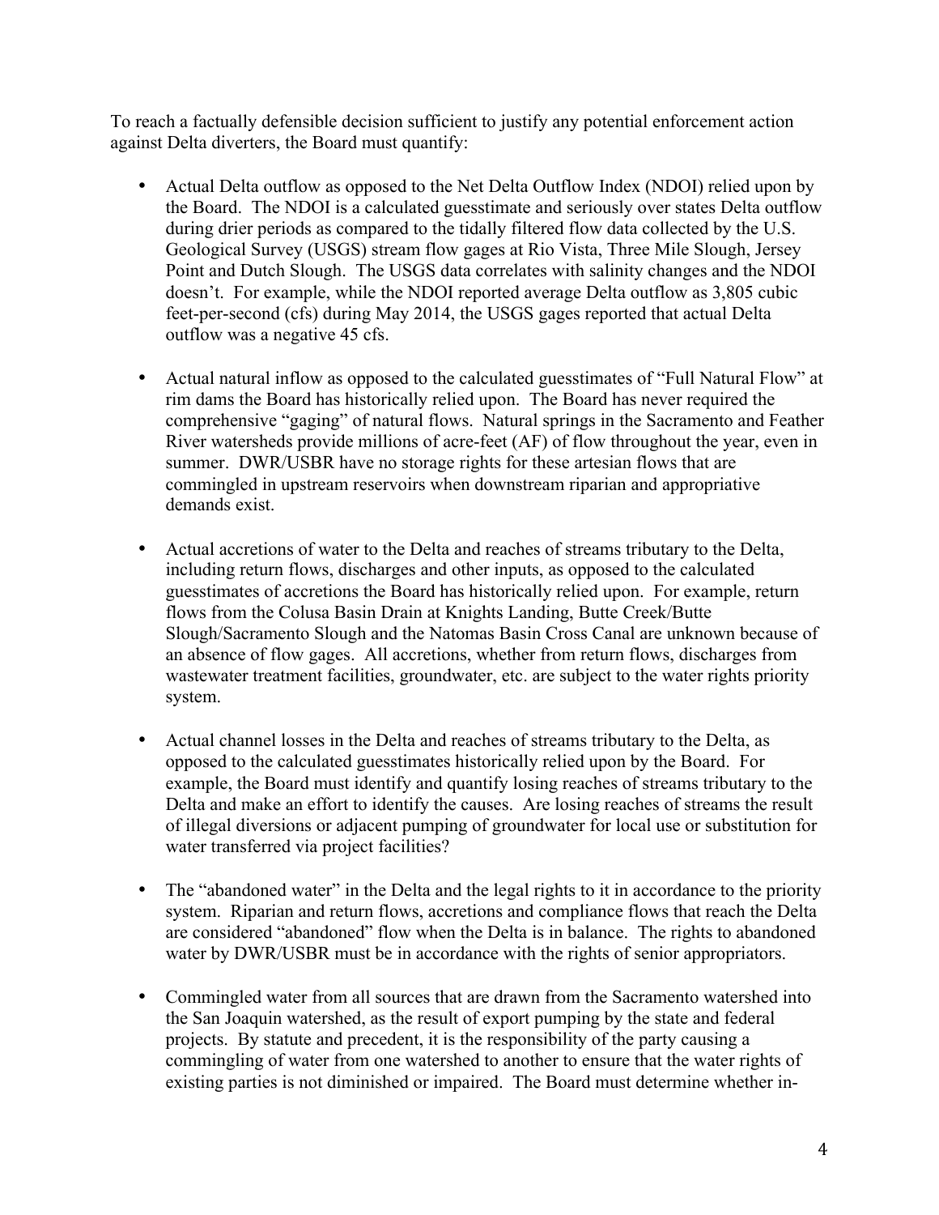To reach a factually defensible decision sufficient to justify any potential enforcement action against Delta diverters, the Board must quantify:

- Actual Delta outflow as opposed to the Net Delta Outflow Index (NDOI) relied upon by the Board. The NDOI is a calculated guesstimate and seriously over states Delta outflow during drier periods as compared to the tidally filtered flow data collected by the U.S. Geological Survey (USGS) stream flow gages at Rio Vista, Three Mile Slough, Jersey Point and Dutch Slough. The USGS data correlates with salinity changes and the NDOI doesn't. For example, while the NDOI reported average Delta outflow as 3,805 cubic feet-per-second (cfs) during May 2014, the USGS gages reported that actual Delta outflow was a negative 45 cfs.

- Actual natural inflow as opposed to the calculated guesstimates of "Full Natural Flow" at rim dams the Board has historically relied upon. The Board has never required the comprehensive "gaging" of natural flows. Natural springs in the Sacramento and Feather River watersheds provide millions of acre-feet (AF) of flow throughout the year, even in summer. DWR/USBR have no storage rights for these artesian flows that are commingled in upstream reservoirs when downstream riparian and appropriative demands exist.

- Actual accretions of water to the Delta and reaches of streams tributary to the Delta, including return flows, discharges and other inputs, as opposed to the calculated guesstimates of accretions the Board has historically relied upon. For example, return flows from the Colusa Basin Drain at Knights Landing, Butte Creek/Butte Slough/Sacramento Slough and the Natomas Basin Cross Canal are unknown because of an absence of flow gages. All accretions, whether from return flows, discharges from wastewater treatment facilities, groundwater, etc. are subject to the water rights priority system.

- Actual channel losses in the Delta and reaches of streams tributary to the Delta, as opposed to the calculated guesstimates historically relied upon by the Board. For example, the Board must identify and quantify losing reaches of streams tributary to the Delta and make an effort to identify the causes. Are losing reaches of streams the result of illegal diversions or adjacent pumping of groundwater for local use or substitution for water transferred via project facilities?

- The "abandoned water" in the Delta and the legal rights to it in accordance to the priority system. Riparian and return flows, accretions and compliance flows that reach the Delta are considered "abandoned" flow when the Delta is in balance. The rights to abandoned water by DWR/USBR must be in accordance with the rights of senior appropriators.

- Commingled water from all sources that are drawn from the Sacramento watershed into the San Joaquin watershed, as the result of export pumping by the state and federal projects. By statute and precedent, it is the responsibility of the party causing a commingling of water from one watershed to another to ensure that the water rights of existing parties is not diminished or impaired. The Board must determine whether in-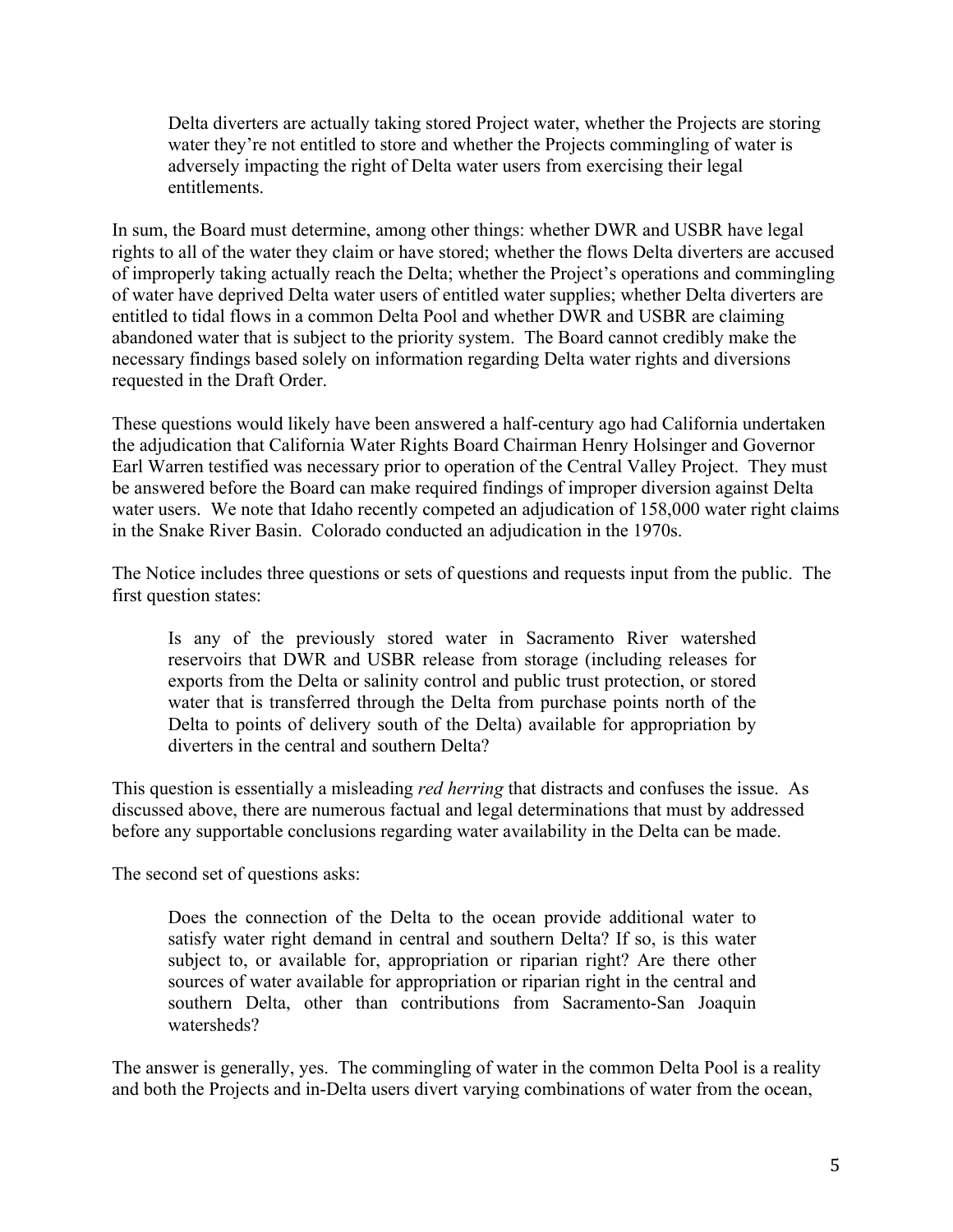> Delta diverters are actually taking stored Project water, whether the Projects are storing water they're not entitled to store and whether the Projects commingling of water is adversely impacting the right of Delta water users from exercising their legal entitlements.

In sum, the Board must determine, among other things: whether DWR and USBR have legal rights to all of the water they claim or have stored; whether the flows Delta diverters are accused of improperly taking actually reach the Delta; whether the Project's operations and commingling of water have deprived Delta water users of entitled water supplies; whether Delta diverters are entitled to tidal flows in a common Delta Pool and whether DWR and USBR are claiming abandoned water that is subject to the priority system. The Board cannot credibly make the necessary findings based solely on information regarding Delta water rights and diversions requested in the Draft Order.

These questions would likely have been answered a half-century ago had California undertaken the adjudication that California Water Rights Board Chairman Henry Holsinger and Governor Earl Warren testified was necessary prior to operation of the Central Valley Project. They must be answered before the Board can make required findings of improper diversion against Delta water users. We note that Idaho recently competed an adjudication of 158,000 water right claims in the Snake River Basin. Colorado conducted an adjudication in the 1970s.

The Notice includes three questions or sets of questions and requests input from the public. The first question states:

> Is any of the previously stored water in Sacramento River watershed reservoirs that DWR and USBR release from storage (including releases for exports from the Delta or salinity control and public trust protection, or stored water that is transferred through the Delta from purchase points north of the Delta to points of delivery south of the Delta) available for appropriation by diverters in the central and southern Delta?

This question is essentially a misleading *red herring* that distracts and confuses the issue. As discussed above, there are numerous factual and legal determinations that must by addressed before any supportable conclusions regarding water availability in the Delta can be made.

The second set of questions asks:

> Does the connection of the Delta to the ocean provide additional water to satisfy water right demand in central and southern Delta? If so, is this water subject to, or available for, appropriation or riparian right? Are there other sources of water available for appropriation or riparian right in the central and southern Delta, other than contributions from Sacramento-San Joaquin watersheds?

The answer is generally, yes. The commingling of water in the common Delta Pool is a reality and both the Projects and in-Delta users divert varying combinations of water from the ocean,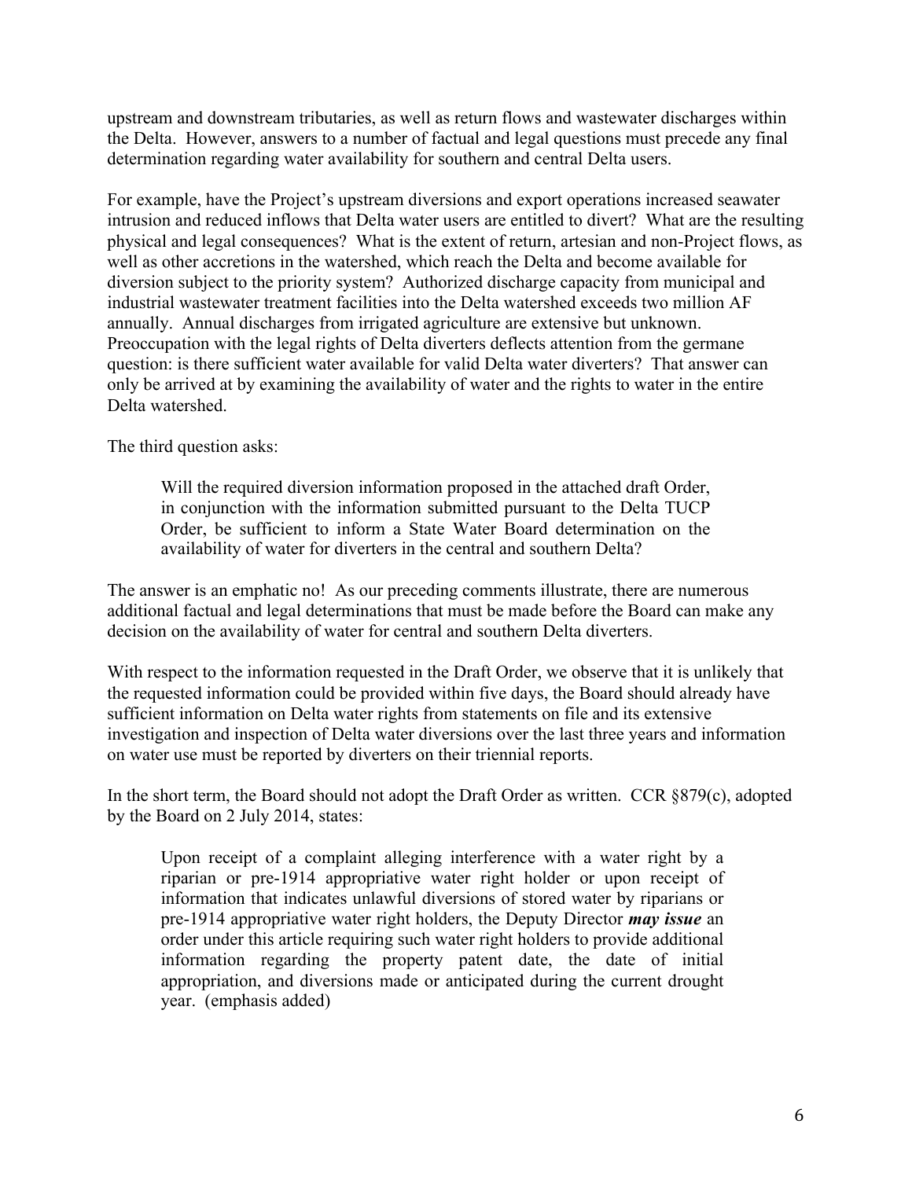upstream and downstream tributaries, as well as return flows and wastewater discharges within the Delta. However, answers to a number of factual and legal questions must precede any final determination regarding water availability for southern and central Delta users.

For example, have the Project's upstream diversions and export operations increased seawater intrusion and reduced inflows that Delta water users are entitled to divert? What are the resulting physical and legal consequences? What is the extent of return, artesian and non-Project flows, as well as other accretions in the watershed, which reach the Delta and become available for diversion subject to the priority system? Authorized discharge capacity from municipal and industrial wastewater treatment facilities into the Delta watershed exceeds two million AF annually. Annual discharges from irrigated agriculture are extensive but unknown. Preoccupation with the legal rights of Delta diverters deflects attention from the germane question: is there sufficient water available for valid Delta water diverters? That answer can only be arrived at by examining the availability of water and the rights to water in the entire Delta watershed.

The third question asks:

> Will the required diversion information proposed in the attached draft Order, in conjunction with the information submitted pursuant to the Delta TUCP Order, be sufficient to inform a State Water Board determination on the availability of water for diverters in the central and southern Delta?

The answer is an emphatic no! As our preceding comments illustrate, there are numerous additional factual and legal determinations that must be made before the Board can make any decision on the availability of water for central and southern Delta diverters.

With respect to the information requested in the Draft Order, we observe that it is unlikely that the requested information could be provided within five days, the Board should already have sufficient information on Delta water rights from statements on file and its extensive investigation and inspection of Delta water diversions over the last three years and information on water use must be reported by diverters on their triennial reports.

In the short term, the Board should not adopt the Draft Order as written. CCR §879(c), adopted by the Board on 2 July 2014, states:

> Upon receipt of a complaint alleging interference with a water right by a riparian or pre-1914 appropriative water right holder or upon receipt of information that indicates unlawful diversions of stored water by riparians or pre-1914 appropriative water right holders, the Deputy Director ***may issue*** an order under this article requiring such water right holders to provide additional information regarding the property patent date, the date of initial appropriation, and diversions made or anticipated during the current drought year. (emphasis added)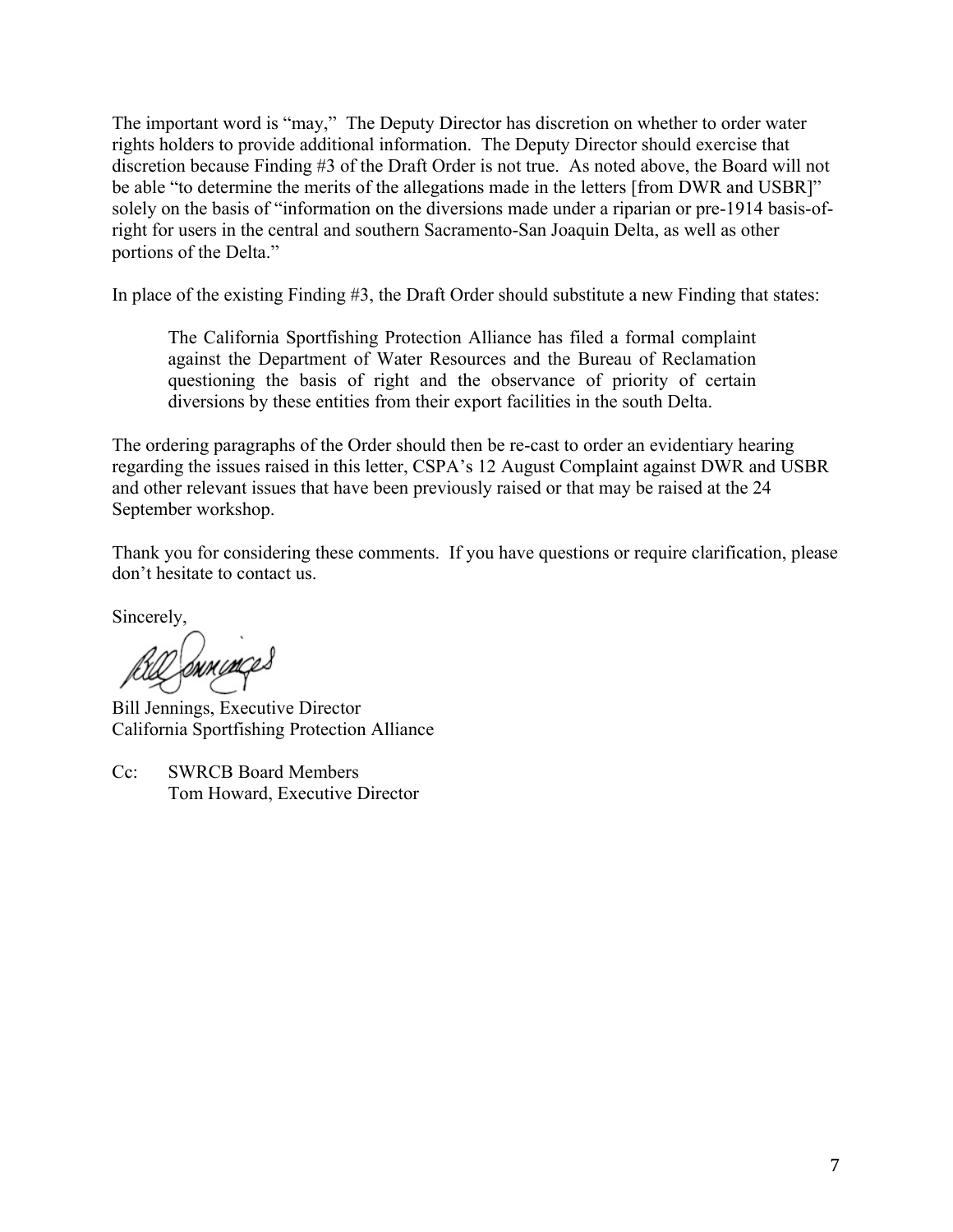The important word is "may," The Deputy Director has discretion on whether to order water rights holders to provide additional information. The Deputy Director should exercise that discretion because Finding #3 of the Draft Order is not true. As noted above, the Board will not be able "to determine the merits of the allegations made in the letters [from DWR and USBR]" solely on the basis of "information on the diversions made under a riparian or pre-1914 basis-of-right for users in the central and southern Sacramento-San Joaquin Delta, as well as other portions of the Delta."

In place of the existing Finding #3, the Draft Order should substitute a new Finding that states:

> The California Sportfishing Protection Alliance has filed a formal complaint against the Department of Water Resources and the Bureau of Reclamation questioning the basis of right and the observance of priority of certain diversions by these entities from their export facilities in the south Delta.

The ordering paragraphs of the Order should then be re-cast to order an evidentiary hearing regarding the issues raised in this letter, CSPA's 12 August Complaint against DWR and USBR and other relevant issues that have been previously raised or that may be raised at the 24 September workshop.

Thank you for considering these comments. If you have questions or require clarification, please don't hesitate to contact us.

Sincerely,

Bill Jennings, Executive Director
California Sportfishing Protection Alliance

Cc: SWRCB Board Members
Tom Howard, Executive Director